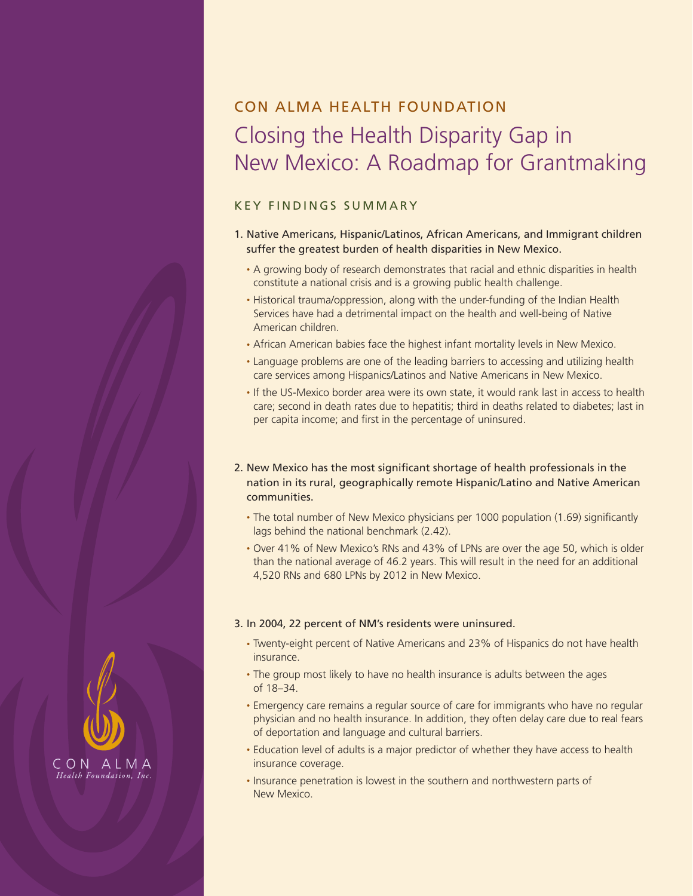CON ALMA HEALTH FOUNDATION

# Closing the Health Disparity Gap in New Mexico: A Roadmap for Grantmaking

## KEY FINDINGS SUMMARY

1. Native Americans, Hispanic/Latinos, African Americans, and Immigrant children suffer the greatest burden of health disparities in New Mexico.
   - A growing body of research demonstrates that racial and ethnic disparities in health constitute a national crisis and is a growing public health challenge.
   - Historical trauma/oppression, along with the under-funding of the Indian Health Services have had a detrimental impact on the health and well-being of Native American children.
   - African American babies face the highest infant mortality levels in New Mexico.
   - Language problems are one of the leading barriers to accessing and utilizing health care services among Hispanics/Latinos and Native Americans in New Mexico.
   - If the US-Mexico border area were its own state, it would rank last in access to health care; second in death rates due to hepatitis; third in deaths related to diabetes; last in per capita income; and first in the percentage of uninsured.

2. New Mexico has the most significant shortage of health professionals in the nation in its rural, geographically remote Hispanic/Latino and Native American communities.
   - The total number of New Mexico physicians per 1000 population (1.69) significantly lags behind the national benchmark (2.42).
   - Over 41% of New Mexico's RNs and 43% of LPNs are over the age 50, which is older than the national average of 46.2 years. This will result in the need for an additional 4,520 RNs and 680 LPNs by 2012 in New Mexico.

3. In 2004, 22 percent of NM's residents were uninsured.
   - Twenty-eight percent of Native Americans and 23% of Hispanics do not have health insurance.
   - The group most likely to have no health insurance is adults between the ages of 18–34.
   - Emergency care remains a regular source of care for immigrants who have no regular physician and no health insurance. In addition, they often delay care due to real fears of deportation and language and cultural barriers.
   - Education level of adults is a major predictor of whether they have access to health insurance coverage.
   - Insurance penetration is lowest in the southern and northwestern parts of New Mexico.

CON ALMA
*Health Foundation, Inc.*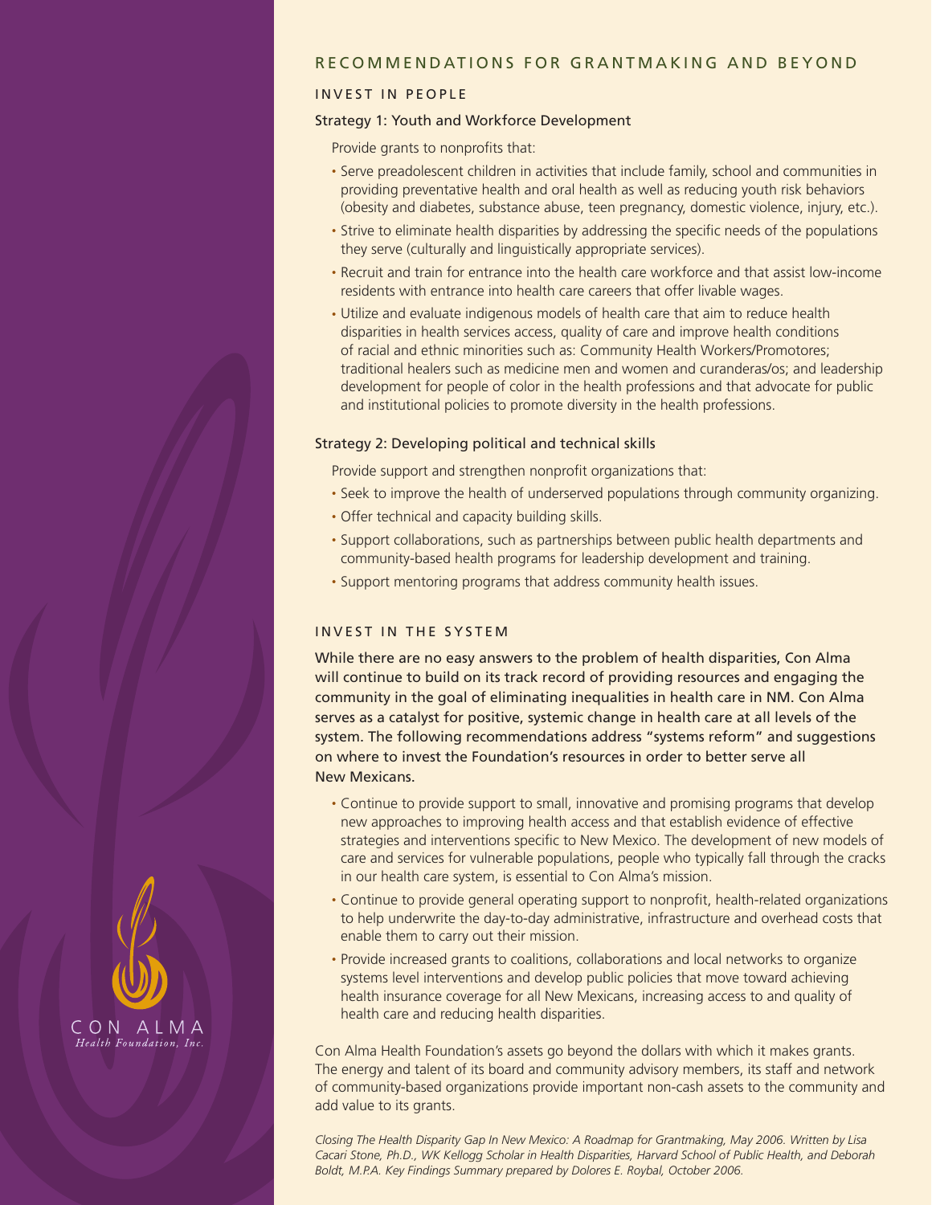## RECOMMENDATIONS FOR GRANTMAKING AND BEYOND

### INVEST IN PEOPLE

#### Strategy 1: Youth and Workforce Development

Provide grants to nonprofits that:

- Serve preadolescent children in activities that include family, school and communities in providing preventative health and oral health as well as reducing youth risk behaviors (obesity and diabetes, substance abuse, teen pregnancy, domestic violence, injury, etc.).
- Strive to eliminate health disparities by addressing the specific needs of the populations they serve (culturally and linguistically appropriate services).
- Recruit and train for entrance into the health care workforce and that assist low-income residents with entrance into health care careers that offer livable wages.
- Utilize and evaluate indigenous models of health care that aim to reduce health disparities in health services access, quality of care and improve health conditions of racial and ethnic minorities such as: Community Health Workers/Promotores; traditional healers such as medicine men and women and curanderas/os; and leadership development for people of color in the health professions and that advocate for public and institutional policies to promote diversity in the health professions.

#### Strategy 2: Developing political and technical skills

Provide support and strengthen nonprofit organizations that:

- Seek to improve the health of underserved populations through community organizing.
- Offer technical and capacity building skills.
- Support collaborations, such as partnerships between public health departments and community-based health programs for leadership development and training.
- Support mentoring programs that address community health issues.

### INVEST IN THE SYSTEM

While there are no easy answers to the problem of health disparities, Con Alma will continue to build on its track record of providing resources and engaging the community in the goal of eliminating inequalities in health care in NM. Con Alma serves as a catalyst for positive, systemic change in health care at all levels of the system. The following recommendations address "systems reform" and suggestions on where to invest the Foundation's resources in order to better serve all New Mexicans.

- Continue to provide support to small, innovative and promising programs that develop new approaches to improving health access and that establish evidence of effective strategies and interventions specific to New Mexico. The development of new models of care and services for vulnerable populations, people who typically fall through the cracks in our health care system, is essential to Con Alma's mission.
- Continue to provide general operating support to nonprofit, health-related organizations to help underwrite the day-to-day administrative, infrastructure and overhead costs that enable them to carry out their mission.
- Provide increased grants to coalitions, collaborations and local networks to organize systems level interventions and develop public policies that move toward achieving health insurance coverage for all New Mexicans, increasing access to and quality of health care and reducing health disparities.

Con Alma Health Foundation's assets go beyond the dollars with which it makes grants. The energy and talent of its board and community advisory members, its staff and network of community-based organizations provide important non-cash assets to the community and add value to its grants.

*Closing The Health Disparity Gap In New Mexico: A Roadmap for Grantmaking, May 2006. Written by Lisa Cacari Stone, Ph.D., WK Kellogg Scholar in Health Disparities, Harvard School of Public Health, and Deborah Boldt, M.P.A. Key Findings Summary prepared by Dolores E. Roybal, October 2006.*

CON ALMA
*Health Foundation, Inc.*